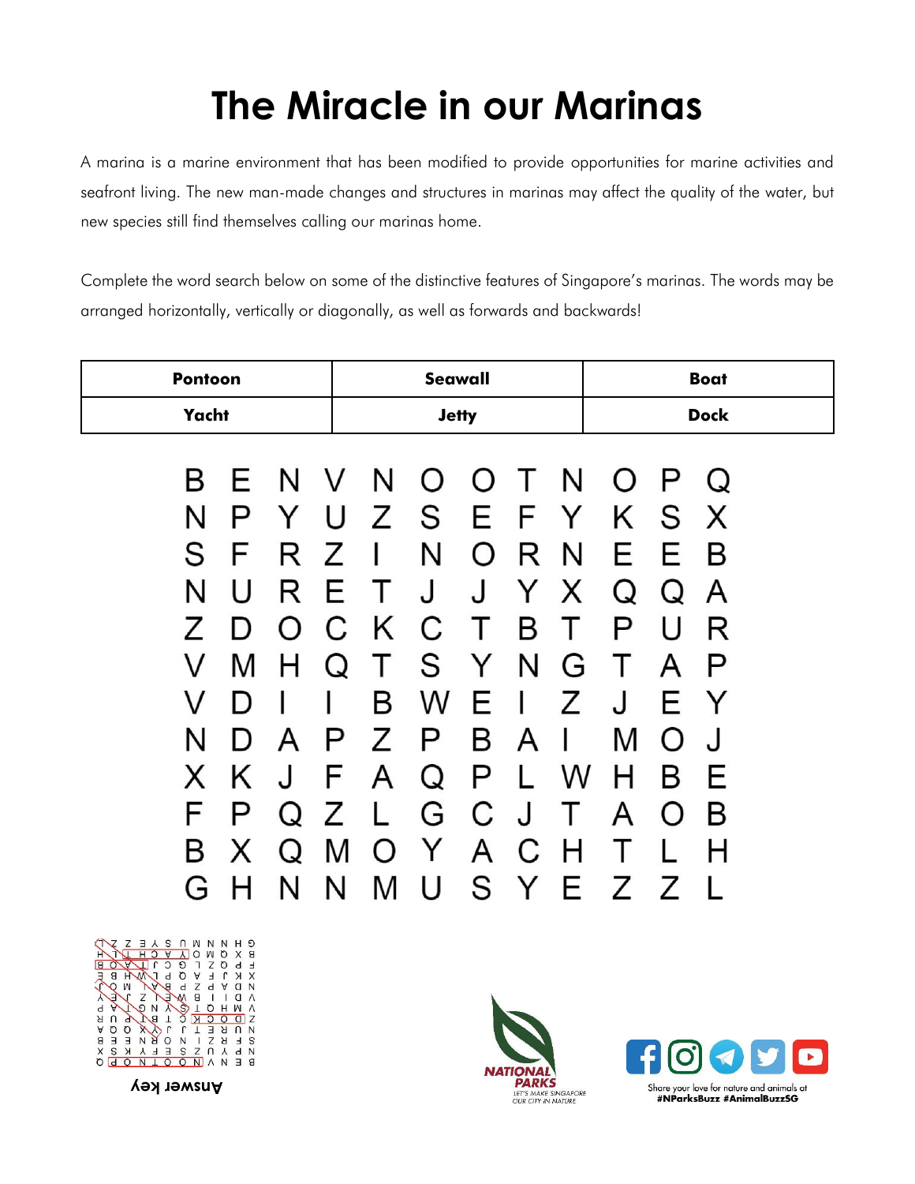# The Miracle in our Marinas

A marina is a marine environment that has been modified to provide opportunities for marine activities and seafront living. The new man-made changes and structures in marinas may affect the quality of the water, but new species still find themselves calling our marinas home.

Complete the word search below on some of the distinctive features of Singapore's marinas. The words may be arranged horizontally, vertically or diagonally, as well as forwards and backwards!

| Pontoon | Seawall | Boat |
|---|---|---|
| Yacht | Jetty | Dock |

```
B E N V N O O T N O P Q
N P Y U Z S E F Y K S X
S F R Z I N O R N E E B
N U R E T J J Y X Q Q A
Z D O C K C T B T P U R
V M H Q T S Y N G T A P
V D I I B W E I Z J E Y
N D A P Z P B A I M O J
X K J F A Q P L W H B E
F P Q Z L G C J T A O B
B X Q M O Y A C H T L H
G H N N M U S Y E Z Z L
```

Answer key

Share your love for nature and animals at
#NParksBuzz #AnimalBuzzSG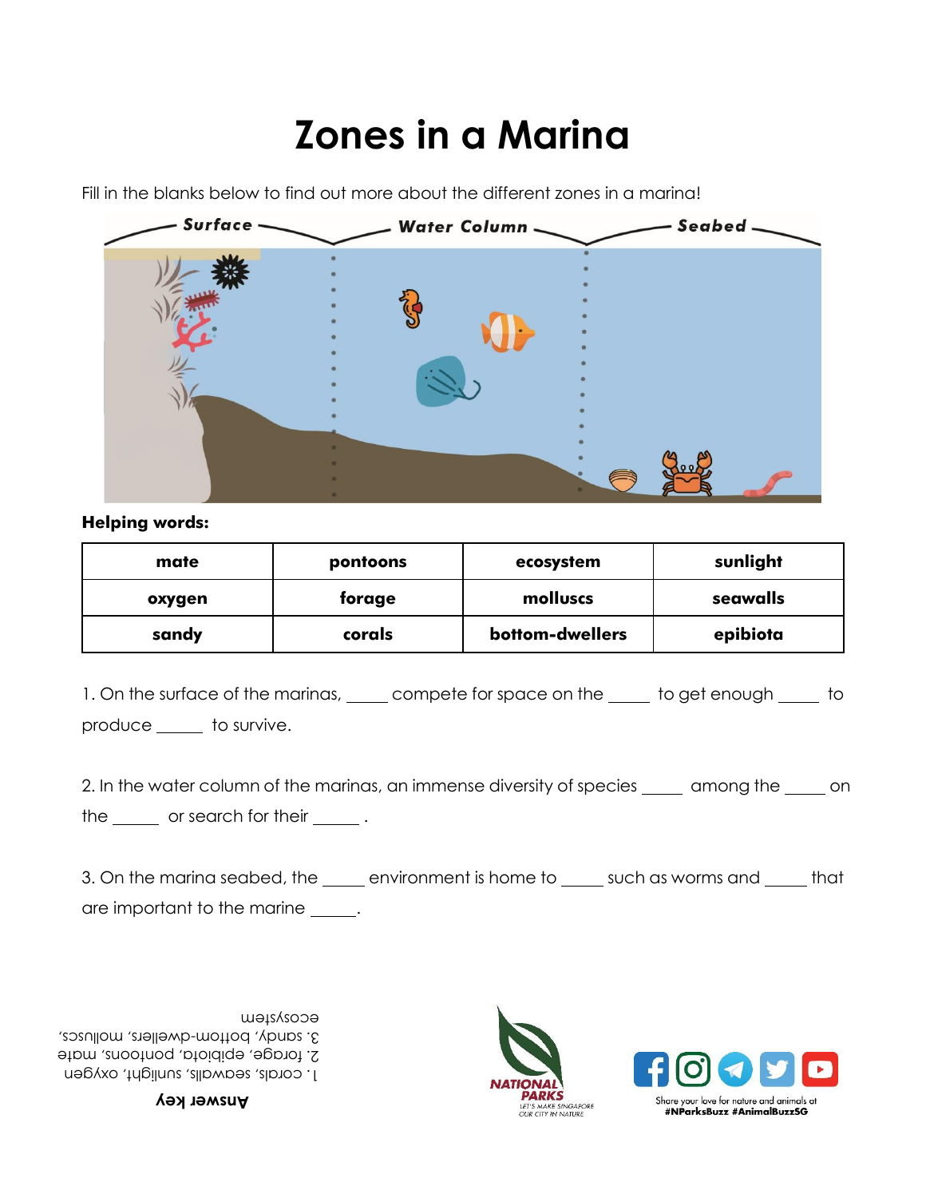# Zones in a Marina

Fill in the blanks below to find out more about the different zones in a marina!

Surface | Water Column | Seabed

**Helping words:**

| mate | pontoons | ecosystem | sunlight |
|---|---|---|---|
| oxygen | forage | molluscs | seawalls |
| sandy | corals | bottom-dwellers | epibiota |

1. On the surface of the marinas, _____ compete for space on the _____ to get enough _____ to produce _____ to survive.

2. In the water column of the marinas, an immense diversity of species _____ among the _____ on the _____ or search for their _____ .

3. On the marina seabed, the _____ environment is home to _____ such as worms and _____ that are important to the marine _____.

**Answer key**

1. corals, seawalls, sunlight, oxygen
2. forage, epibiota, pontoons, mate
3. sandy, bottom-dwellers, molluscs, ecosystem

NATIONAL PARKS
LET'S MAKE SINGAPORE OUR CITY IN NATURE

Share your love for nature and animals at
#NParksBuzz #AnimalBuzzSG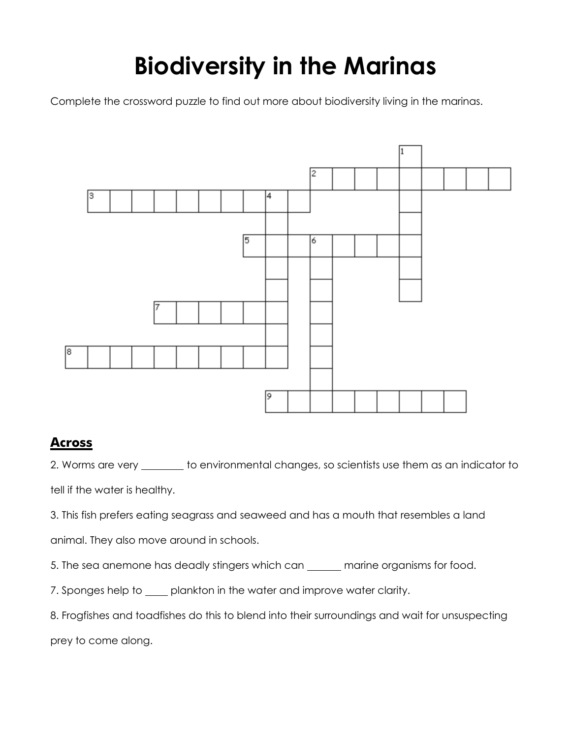# Biodiversity in the Marinas

Complete the crossword puzzle to find out more about biodiversity living in the marinas.

## Across

2. Worms are very ________ to environmental changes, so scientists use them as an indicator to tell if the water is healthy.

3. This fish prefers eating seagrass and seaweed and has a mouth that resembles a land animal. They also move around in schools.

5. The sea anemone has deadly stingers which can ______ marine organisms for food.

7. Sponges help to ____ plankton in the water and improve water clarity.

8. Frogfishes and toadfishes do this to blend into their surroundings and wait for unsuspecting prey to come along.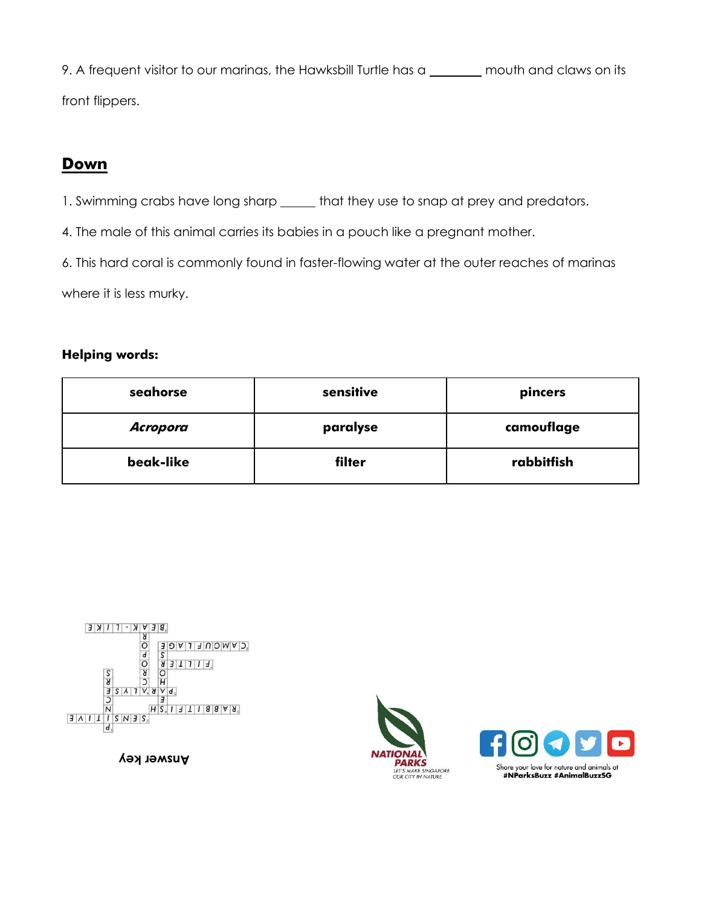9. A frequent visitor to our marinas, the Hawksbill Turtle has a ________ mouth and claws on its front flippers.

## Down

1. Swimming crabs have long sharp _____ that they use to snap at prey and predators.

4. The male of this animal carries its babies in a pouch like a pregnant mother.

6. This hard coral is commonly found in faster-flowing water at the outer reaches of marinas where it is less murky.

**Helping words:**

| seahorse | sensitive | pincers |
|---|---|---|
| ***Acropora*** | **paralyse** | **camouflage** |
| **beak-like** | **filter** | **rabbitfish** |

Answer key

NATIONAL PARKS
LET'S MAKE SINGAPORE OUR CITY IN NATURE

Share your love for nature and animals at
**#NParksBuzz #AnimalBuzzSG**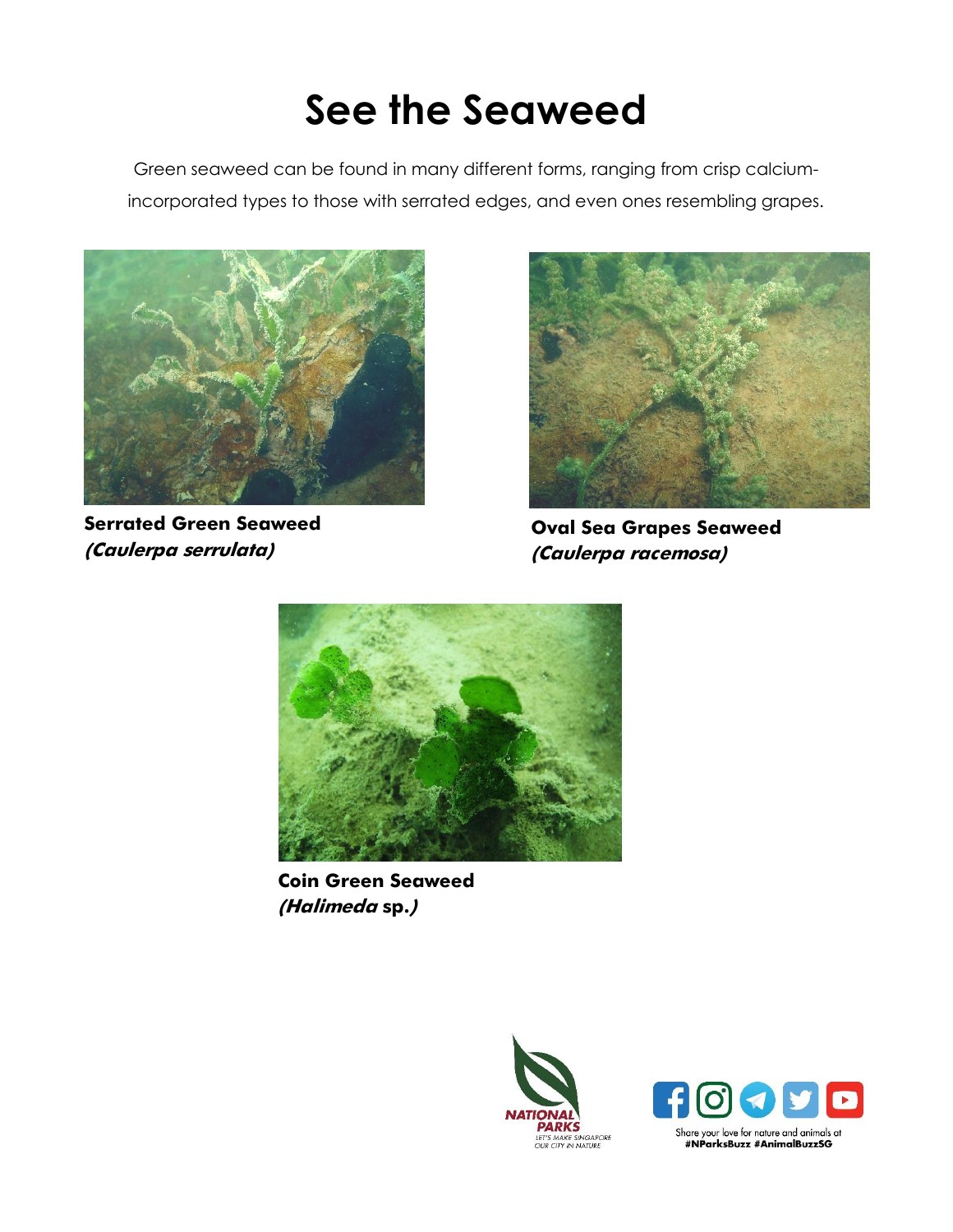# See the Seaweed

Green seaweed can be found in many different forms, ranging from crisp calcium-incorporated types to those with serrated edges, and even ones resembling grapes.

**Serrated Green Seaweed**
***(Caulerpa serrulata)***

**Oval Sea Grapes Seaweed**
***(Caulerpa racemosa)***

**Coin Green Seaweed**
**(*Halimeda* sp.)**

Share your love for nature and animals at
**#NParksBuzz #AnimalBuzzSG**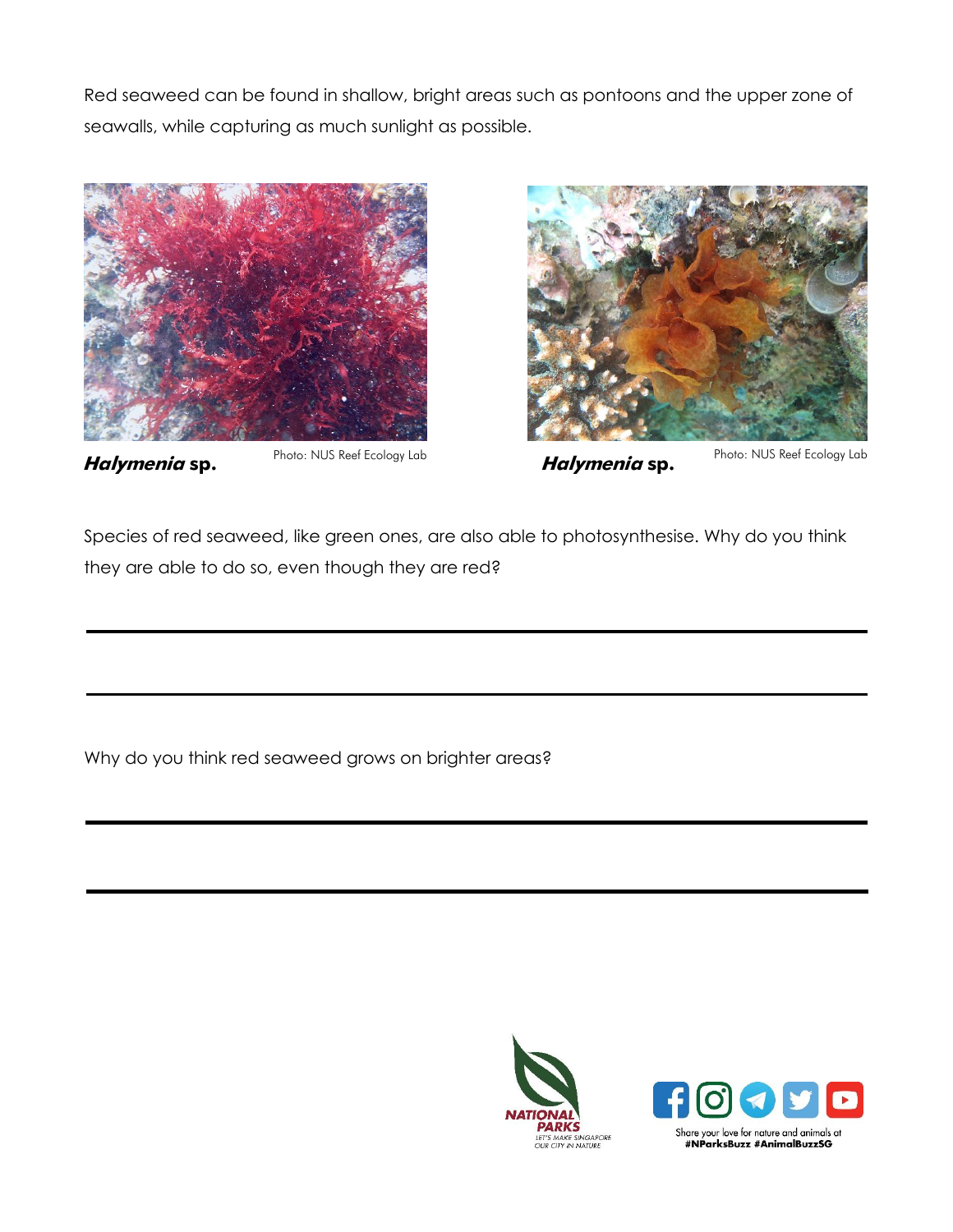Red seaweed can be found in shallow, bright areas such as pontoons and the upper zone of seawalls, while capturing as much sunlight as possible.

***Halymenia* sp.** Photo: NUS Reef Ecology Lab

***Halymenia* sp.** Photo: NUS Reef Ecology Lab

Species of red seaweed, like green ones, are also able to photosynthesise. Why do you think they are able to do so, even though they are red?

Why do you think red seaweed grows on brighter areas?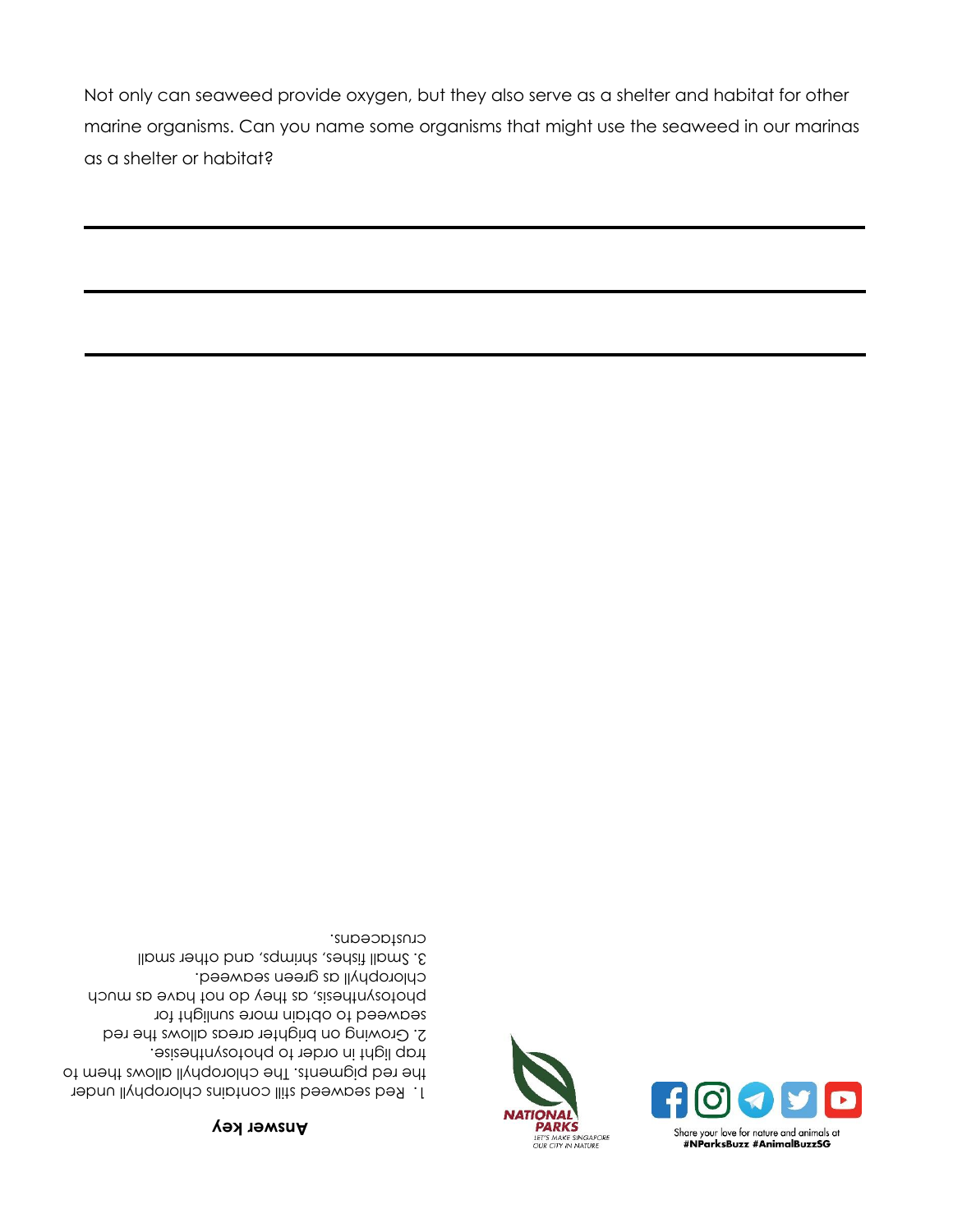Not only can seaweed provide oxygen, but they also serve as a shelter and habitat for other marine organisms. Can you name some organisms that might use the seaweed in our marinas as a shelter or habitat?

______________________________________________________________________

______________________________________________________________________

______________________________________________________________________

**Answer key**

1. Red seaweed still contains chlorophyll under the red pigments. The chlorophyll allows them to trap light in order to photosynthesise.
2. Growing on brighter areas allows the red seaweed to obtain more sunlight for photosynthesis, as they do not have as much chlorophyll as green seaweed.
3. Small fishes, shrimps, and other small crustaceans.

NATIONAL PARKS
LET'S MAKE SINGAPORE
OUR CITY IN NATURE

Share your love for nature and animals at
**#NParksBuzz #AnimalBuzzSG**